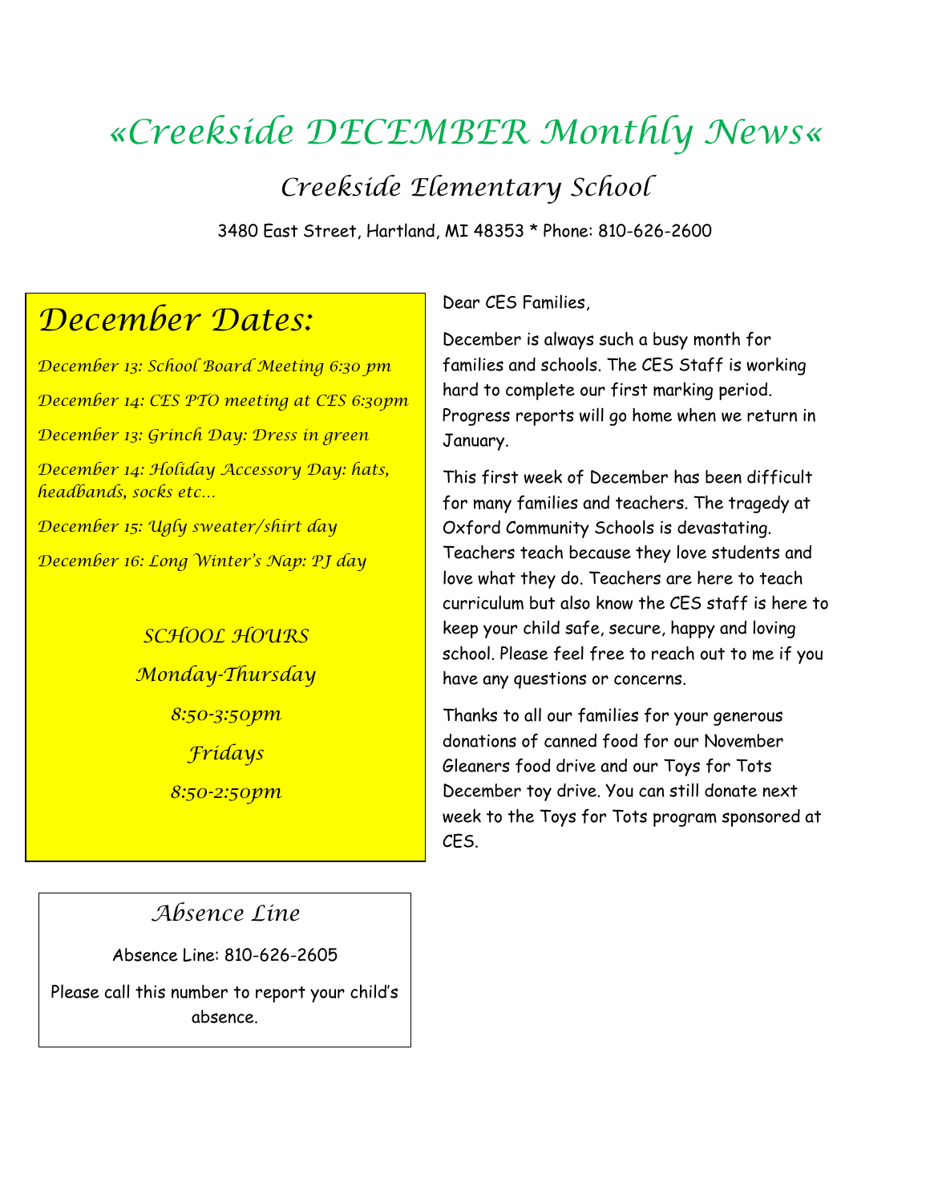# «Creekside DECEMBER Monthly News«

## Creekside Elementary School

3480 East Street, Hartland, MI 48353 * Phone: 810-626-2600

## December Dates:

*December 13: School Board Meeting 6:30 pm*

*December 14: CES PTO meeting at CES 6:30pm*

*December 13: Grinch Day: Dress in green*

*December 14: Holiday Accessory Day: hats, headbands, socks etc…*

*December 15: Ugly sweater/shirt day*

*December 16: Long Winter's Nap: PJ day*

*SCHOOL HOURS*

*Monday-Thursday*

*8:50-3:50pm*

*Fridays*

*8:50-2:50pm*

Dear CES Families,

December is always such a busy month for families and schools. The CES Staff is working hard to complete our first marking period. Progress reports will go home when we return in January.

This first week of December has been difficult for many families and teachers. The tragedy at Oxford Community Schools is devastating. Teachers teach because they love students and love what they do. Teachers are here to teach curriculum but also know the CES staff is here to keep your child safe, secure, happy and loving school. Please feel free to reach out to me if you have any questions or concerns.

Thanks to all our families for your generous donations of canned food for our November Gleaners food drive and our Toys for Tots December toy drive. You can still donate next week to the Toys for Tots program sponsored at CES.

## Absence Line

Absence Line: 810-626-2605

Please call this number to report your child's absence.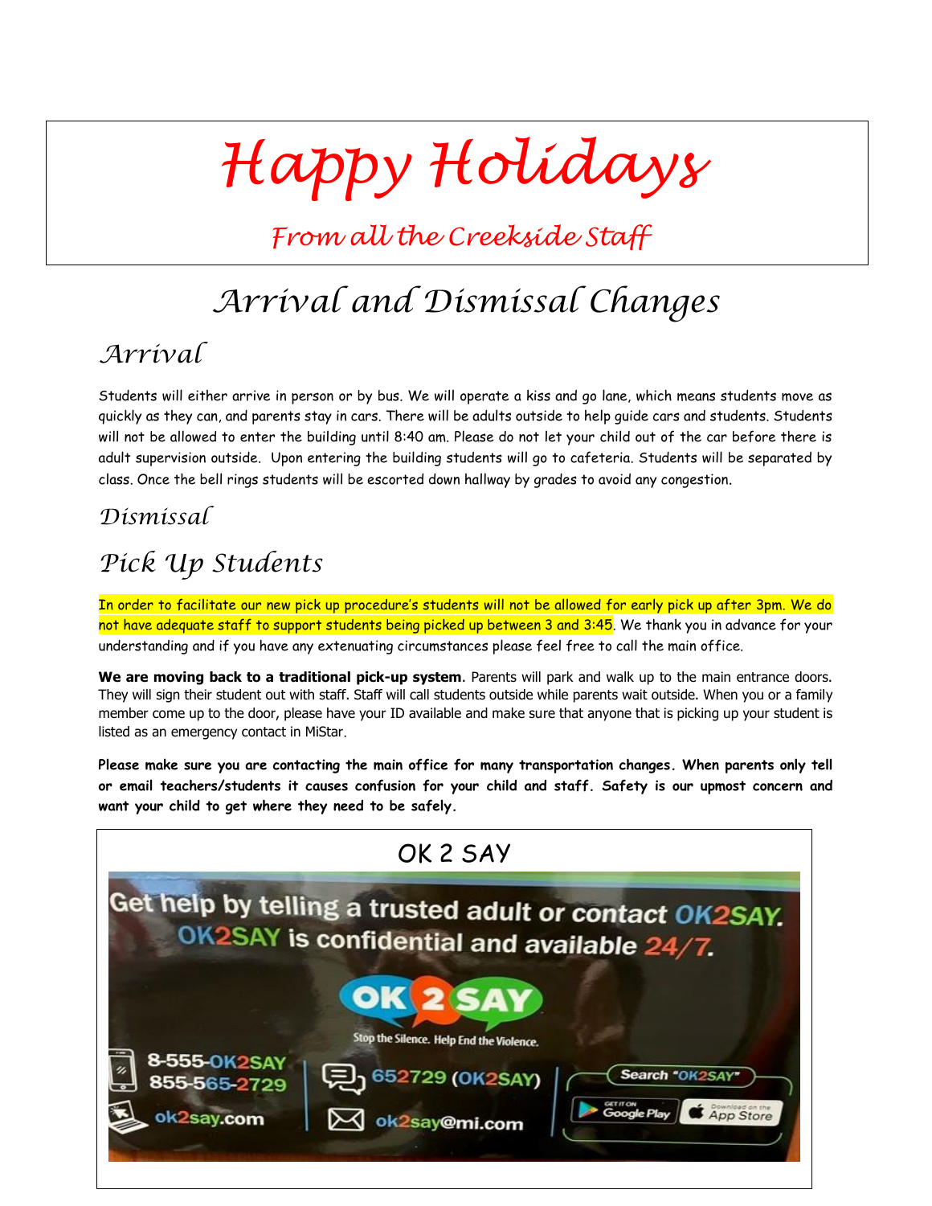# Happy Holidays

*From all the Creekside Staff*

# Arrival and Dismissal Changes

## Arrival

Students will either arrive in person or by bus. We will operate a kiss and go lane, which means students move as quickly as they can, and parents stay in cars. There will be adults outside to help guide cars and students. Students will not be allowed to enter the building until 8:40 am. Please do not let your child out of the car before there is adult supervision outside. Upon entering the building students will go to cafeteria. Students will be separated by class. Once the bell rings students will be escorted down hallway by grades to avoid any congestion.

## Dismissal

## Pick Up Students

In order to facilitate our new pick up procedure's students will not be allowed for early pick up after 3pm. We do not have adequate staff to support students being picked up between 3 and 3:45. We thank you in advance for your understanding and if you have any extenuating circumstances please feel free to call the main office.

**We are moving back to a traditional pick-up system.** Parents will park and walk up to the main entrance doors. They will sign their student out with staff. Staff will call students outside while parents wait outside. When you or a family member come up to the door, please have your ID available and make sure that anyone that is picking up your student is listed as an emergency contact in MiStar.

**Please make sure you are contacting the main office for many transportation changes. When parents only tell or email teachers/students it causes confusion for your child and staff. Safety is our upmost concern and want your child to get where they need to be safely.**

## OK 2 SAY

Get help by telling a trusted adult or contact OK2SAY. OK2SAY is confidential and available 24/7.

OK2SAY – Stop the Silence. Help End the Violence.

- 8-555-OK2SAY / 855-565-2729
- ok2say.com
- 652729 (OK2SAY)
- ok2say@mi.com
- Search "OK2SAY" – Get it on Google Play / Download on the App Store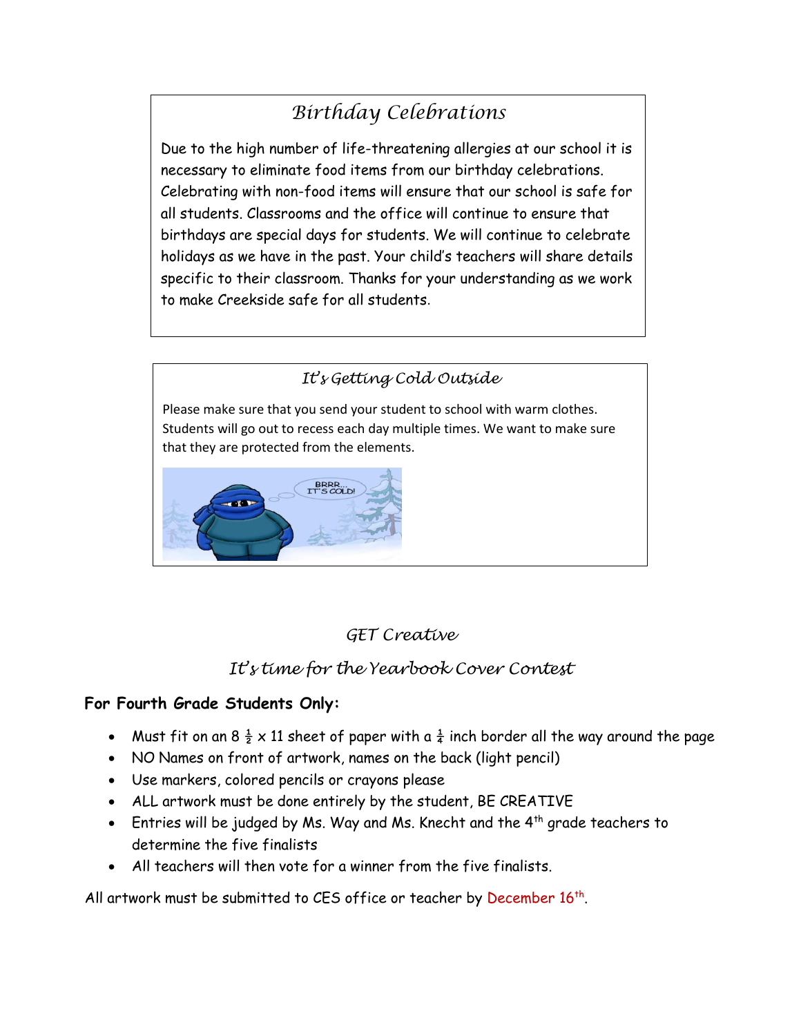## *Birthday Celebrations*

Due to the high number of life-threatening allergies at our school it is necessary to eliminate food items from our birthday celebrations. Celebrating with non-food items will ensure that our school is safe for all students. Classrooms and the office will continue to ensure that birthdays are special days for students. We will continue to celebrate holidays as we have in the past. Your child's teachers will share details specific to their classroom. Thanks for your understanding as we work to make Creekside safe for all students.

## *It's Getting Cold Outside*

Please make sure that you send your student to school with warm clothes. Students will go out to recess each day multiple times. We want to make sure that they are protected from the elements.

## *GET Creative*

## *It's time for the Yearbook Cover Contest*

**For Fourth Grade Students Only:**

- Must fit on an 8 ½ x 11 sheet of paper with a ¼ inch border all the way around the page
- NO Names on front of artwork, names on the back (light pencil)
- Use markers, colored pencils or crayons please
- ALL artwork must be done entirely by the student, BE CREATIVE
- Entries will be judged by Ms. Way and Ms. Knecht and the 4th grade teachers to determine the five finalists
- All teachers will then vote for a winner from the five finalists.

All artwork must be submitted to CES office or teacher by December 16th.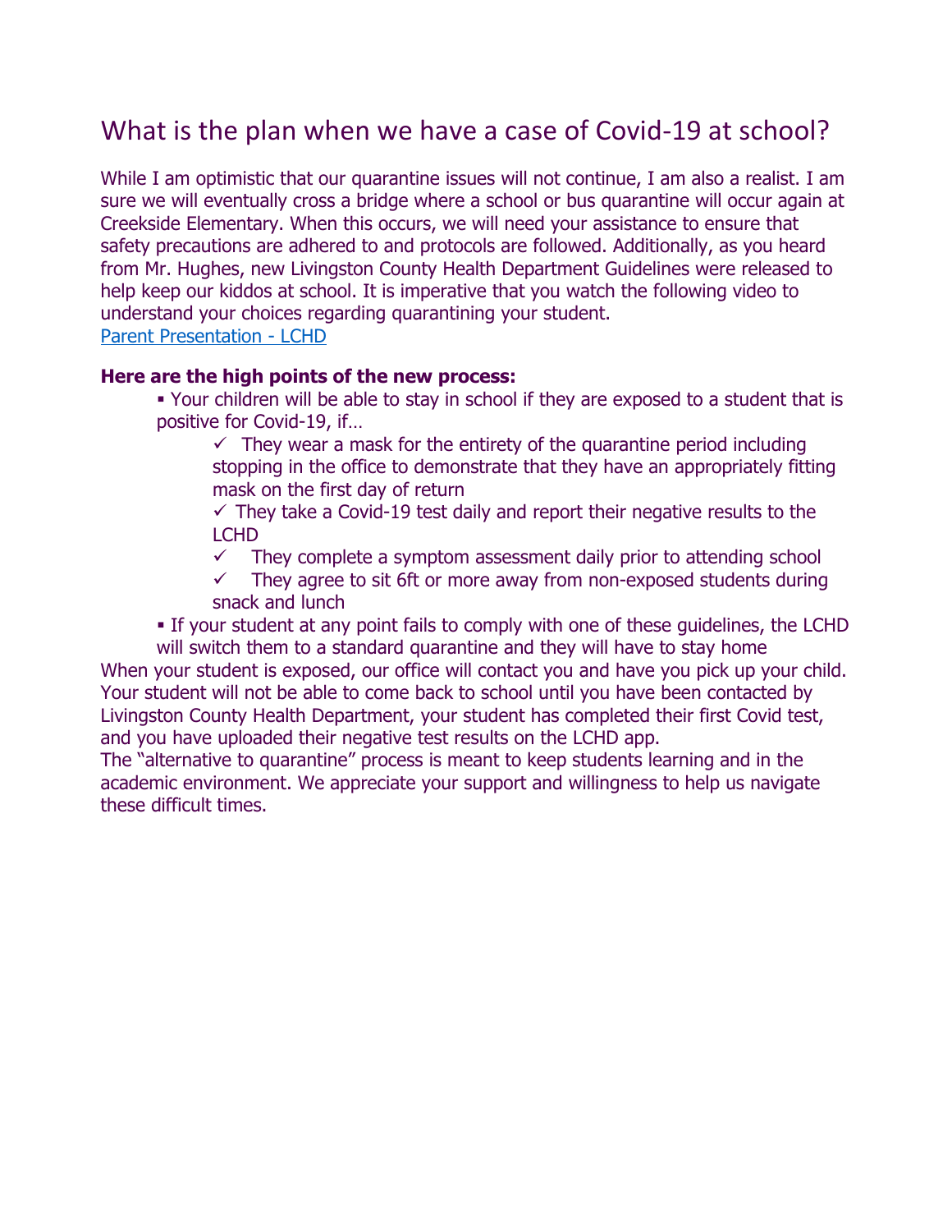# What is the plan when we have a case of Covid-19 at school?

While I am optimistic that our quarantine issues will not continue, I am also a realist. I am sure we will eventually cross a bridge where a school or bus quarantine will occur again at Creekside Elementary. When this occurs, we will need your assistance to ensure that safety precautions are adhered to and protocols are followed. Additionally, as you heard from Mr. Hughes, new Livingston County Health Department Guidelines were released to help keep our kiddos at school. It is imperative that you watch the following video to understand your choices regarding quarantining your student.
[Parent Presentation - LCHD]

**Here are the high points of the new process:**

- Your children will be able to stay in school if they are exposed to a student that is positive for Covid-19, if…
  - ✓ They wear a mask for the entirety of the quarantine period including stopping in the office to demonstrate that they have an appropriately fitting mask on the first day of return
  - ✓ They take a Covid-19 test daily and report their negative results to the LCHD
  - ✓ They complete a symptom assessment daily prior to attending school
  - ✓ They agree to sit 6ft or more away from non-exposed students during snack and lunch
- If your student at any point fails to comply with one of these guidelines, the LCHD will switch them to a standard quarantine and they will have to stay home

When your student is exposed, our office will contact you and have you pick up your child. Your student will not be able to come back to school until you have been contacted by Livingston County Health Department, your student has completed their first Covid test, and you have uploaded their negative test results on the LCHD app.
The "alternative to quarantine" process is meant to keep students learning and in the academic environment. We appreciate your support and willingness to help us navigate these difficult times.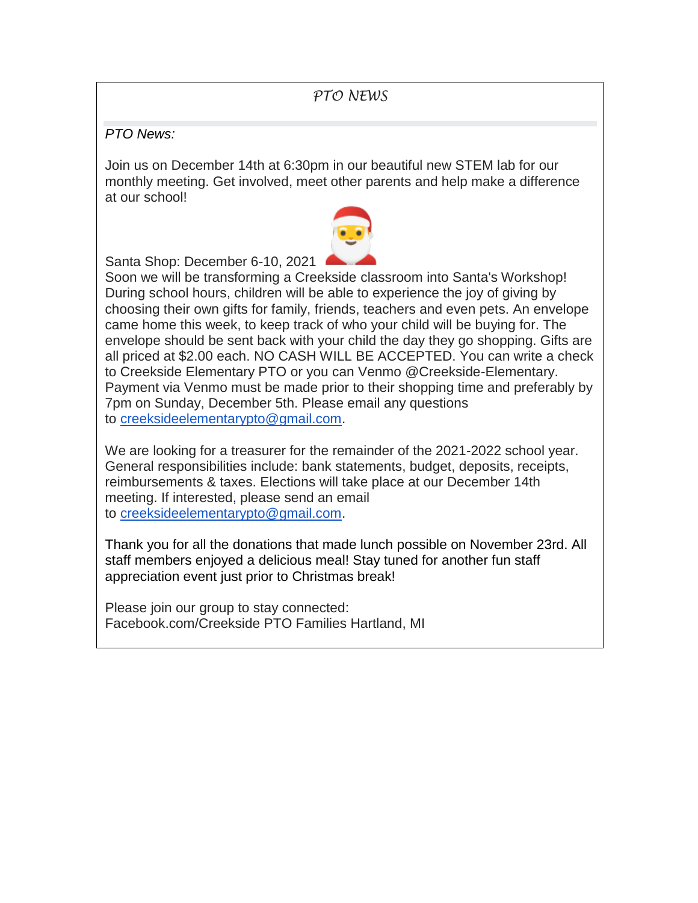# PTO NEWS

*PTO News:*

Join us on December 14th at 6:30pm in our beautiful new STEM lab for our monthly meeting. Get involved, meet other parents and help make a difference at our school!

Santa Shop: December 6-10, 2021

Soon we will be transforming a Creekside classroom into Santa's Workshop! During school hours, children will be able to experience the joy of giving by choosing their own gifts for family, friends, teachers and even pets. An envelope came home this week, to keep track of who your child will be buying for. The envelope should be sent back with your child the day they go shopping. Gifts are all priced at $2.00 each. NO CASH WILL BE ACCEPTED. You can write a check to Creekside Elementary PTO or you can Venmo @Creekside-Elementary. Payment via Venmo must be made prior to their shopping time and preferably by 7pm on Sunday, December 5th. Please email any questions to creeksideelementarypto@gmail.com.

We are looking for a treasurer for the remainder of the 2021-2022 school year. General responsibilities include: bank statements, budget, deposits, receipts, reimbursements & taxes. Elections will take place at our December 14th meeting. If interested, please send an email to creeksideelementarypto@gmail.com.

Thank you for all the donations that made lunch possible on November 23rd. All staff members enjoyed a delicious meal! Stay tuned for another fun staff appreciation event just prior to Christmas break!

Please join our group to stay connected:
Facebook.com/Creekside PTO Families Hartland, MI